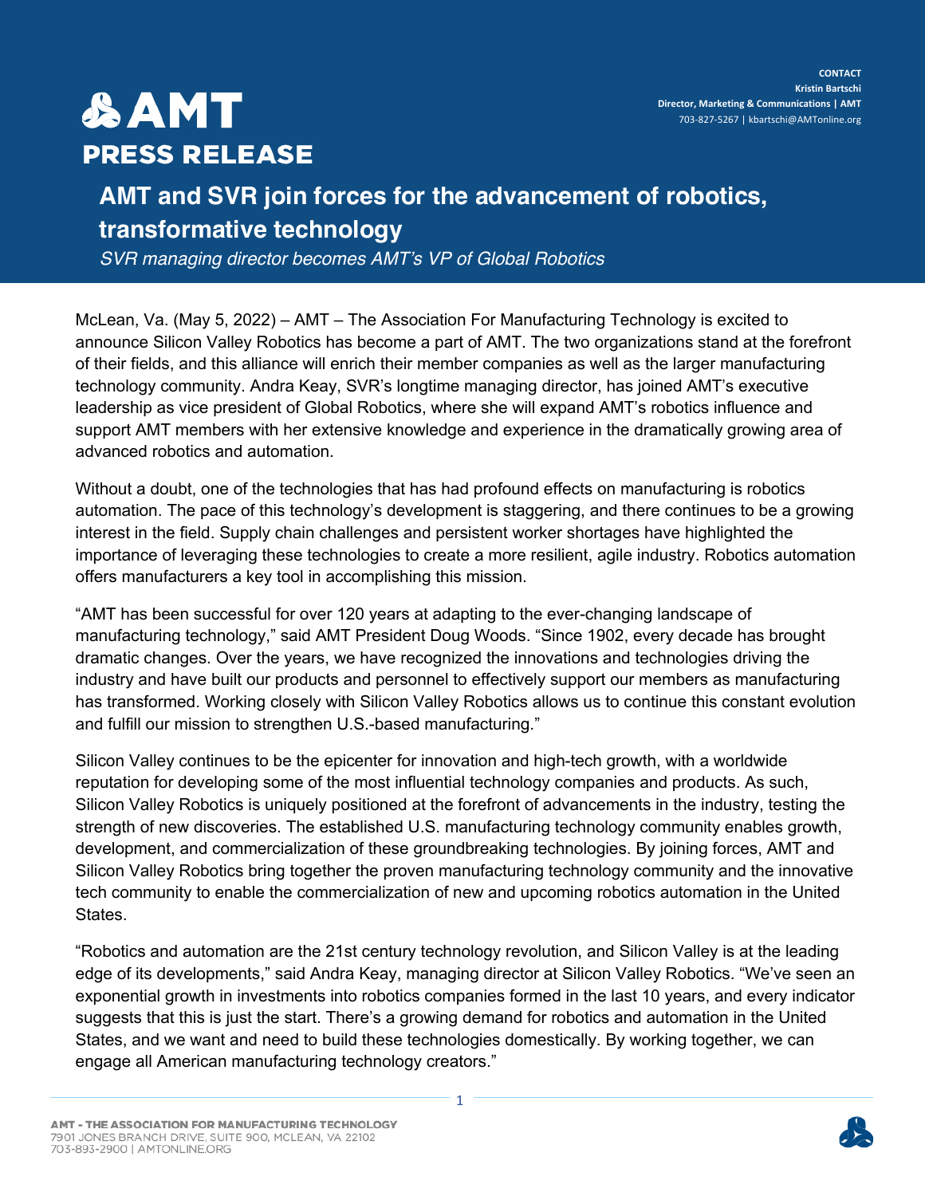CONTACT
**Kristin Bartschi**
**Director, Marketing & Communications | AMT**
703-827-5267 | kbartschi@AMTonline.org

# AMT PRESS RELEASE

## AMT and SVR join forces for the advancement of robotics, transformative technology

*SVR managing director becomes AMT's VP of Global Robotics*

McLean, Va. (May 5, 2022) – AMT – The Association For Manufacturing Technology is excited to announce Silicon Valley Robotics has become a part of AMT. The two organizations stand at the forefront of their fields, and this alliance will enrich their member companies as well as the larger manufacturing technology community. Andra Keay, SVR's longtime managing director, has joined AMT's executive leadership as vice president of Global Robotics, where she will expand AMT's robotics influence and support AMT members with her extensive knowledge and experience in the dramatically growing area of advanced robotics and automation.

Without a doubt, one of the technologies that has had profound effects on manufacturing is robotics automation. The pace of this technology's development is staggering, and there continues to be a growing interest in the field. Supply chain challenges and persistent worker shortages have highlighted the importance of leveraging these technologies to create a more resilient, agile industry. Robotics automation offers manufacturers a key tool in accomplishing this mission.

"AMT has been successful for over 120 years at adapting to the ever-changing landscape of manufacturing technology," said AMT President Doug Woods. "Since 1902, every decade has brought dramatic changes. Over the years, we have recognized the innovations and technologies driving the industry and have built our products and personnel to effectively support our members as manufacturing has transformed. Working closely with Silicon Valley Robotics allows us to continue this constant evolution and fulfill our mission to strengthen U.S.-based manufacturing."

Silicon Valley continues to be the epicenter for innovation and high-tech growth, with a worldwide reputation for developing some of the most influential technology companies and products. As such, Silicon Valley Robotics is uniquely positioned at the forefront of advancements in the industry, testing the strength of new discoveries. The established U.S. manufacturing technology community enables growth, development, and commercialization of these groundbreaking technologies. By joining forces, AMT and Silicon Valley Robotics bring together the proven manufacturing technology community and the innovative tech community to enable the commercialization of new and upcoming robotics automation in the United States.

"Robotics and automation are the 21st century technology revolution, and Silicon Valley is at the leading edge of its developments," said Andra Keay, managing director at Silicon Valley Robotics. "We've seen an exponential growth in investments into robotics companies formed in the last 10 years, and every indicator suggests that this is just the start. There's a growing demand for robotics and automation in the United States, and we want and need to build these technologies domestically. By working together, we can engage all American manufacturing technology creators."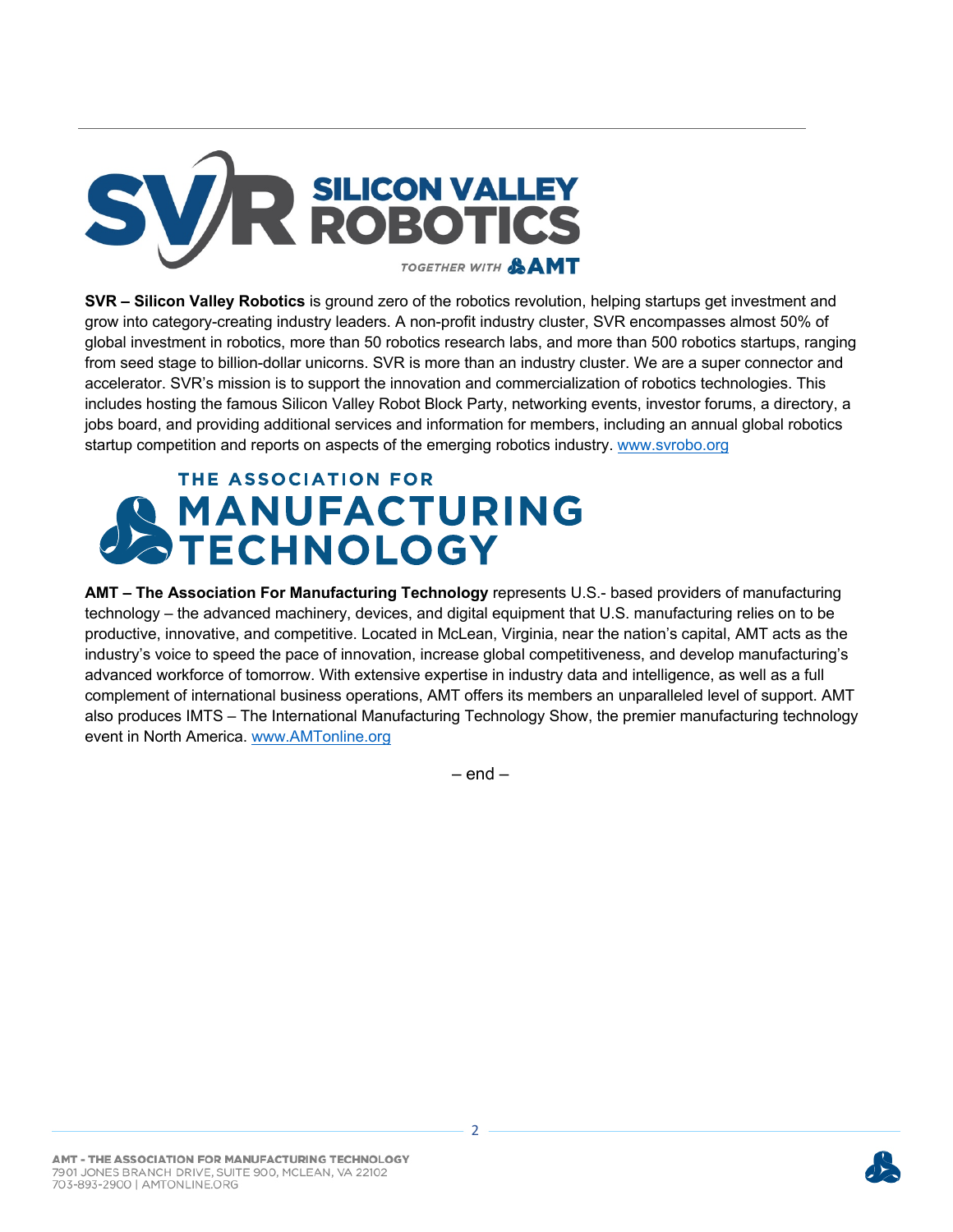**SVR – Silicon Valley Robotics** is ground zero of the robotics revolution, helping startups get investment and grow into category-creating industry leaders. A non-profit industry cluster, SVR encompasses almost 50% of global investment in robotics, more than 50 robotics research labs, and more than 500 robotics startups, ranging from seed stage to billion-dollar unicorns. SVR is more than an industry cluster. We are a super connector and accelerator. SVR's mission is to support the innovation and commercialization of robotics technologies. This includes hosting the famous Silicon Valley Robot Block Party, networking events, investor forums, a directory, a jobs board, and providing additional services and information for members, including an annual global robotics startup competition and reports on aspects of the emerging robotics industry. www.svrobo.org

**AMT – The Association For Manufacturing Technology** represents U.S.- based providers of manufacturing technology – the advanced machinery, devices, and digital equipment that U.S. manufacturing relies on to be productive, innovative, and competitive. Located in McLean, Virginia, near the nation's capital, AMT acts as the industry's voice to speed the pace of innovation, increase global competitiveness, and develop manufacturing's advanced workforce of tomorrow. With extensive expertise in industry data and intelligence, as well as a full complement of international business operations, AMT offers its members an unparalleled level of support. AMT also produces IMTS – The International Manufacturing Technology Show, the premier manufacturing technology event in North America. www.AMTonline.org

– end –